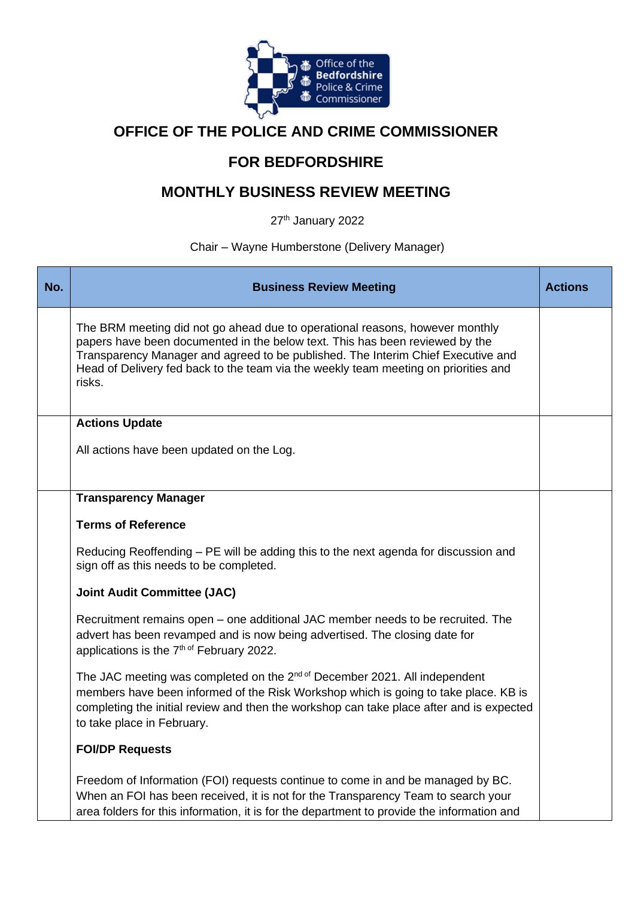# OFFICE OF THE POLICE AND CRIME COMMISSIONER

# FOR BEDFORDSHIRE

# MONTHLY BUSINESS REVIEW MEETING

27th January 2022

Chair – Wayne Humberstone (Delivery Manager)

| No. | Business Review Meeting | Actions |
|---|---|---|
| | The BRM meeting did not go ahead due to operational reasons, however monthly papers have been documented in the below text. This has been reviewed by the Transparency Manager and agreed to be published. The Interim Chief Executive and Head of Delivery fed back to the team via the weekly team meeting on priorities and risks. | |
| | **Actions Update**<br><br>All actions have been updated on the Log. | |
| | **Transparency Manager**<br><br>**Terms of Reference**<br><br>Reducing Reoffending – PE will be adding this to the next agenda for discussion and sign off as this needs to be completed.<br><br>**Joint Audit Committee (JAC)**<br><br>Recruitment remains open – one additional JAC member needs to be recruited. The advert has been revamped and is now being advertised. The closing date for applications is the 7th of February 2022.<br><br>The JAC meeting was completed on the 2nd of December 2021. All independent members have been informed of the Risk Workshop which is going to take place. KB is completing the initial review and then the workshop can take place after and is expected to take place in February.<br><br>**FOI/DP Requests**<br><br>Freedom of Information (FOI) requests continue to come in and be managed by BC. When an FOI has been received, it is not for the Transparency Team to search your area folders for this information, it is for the department to provide the information and | |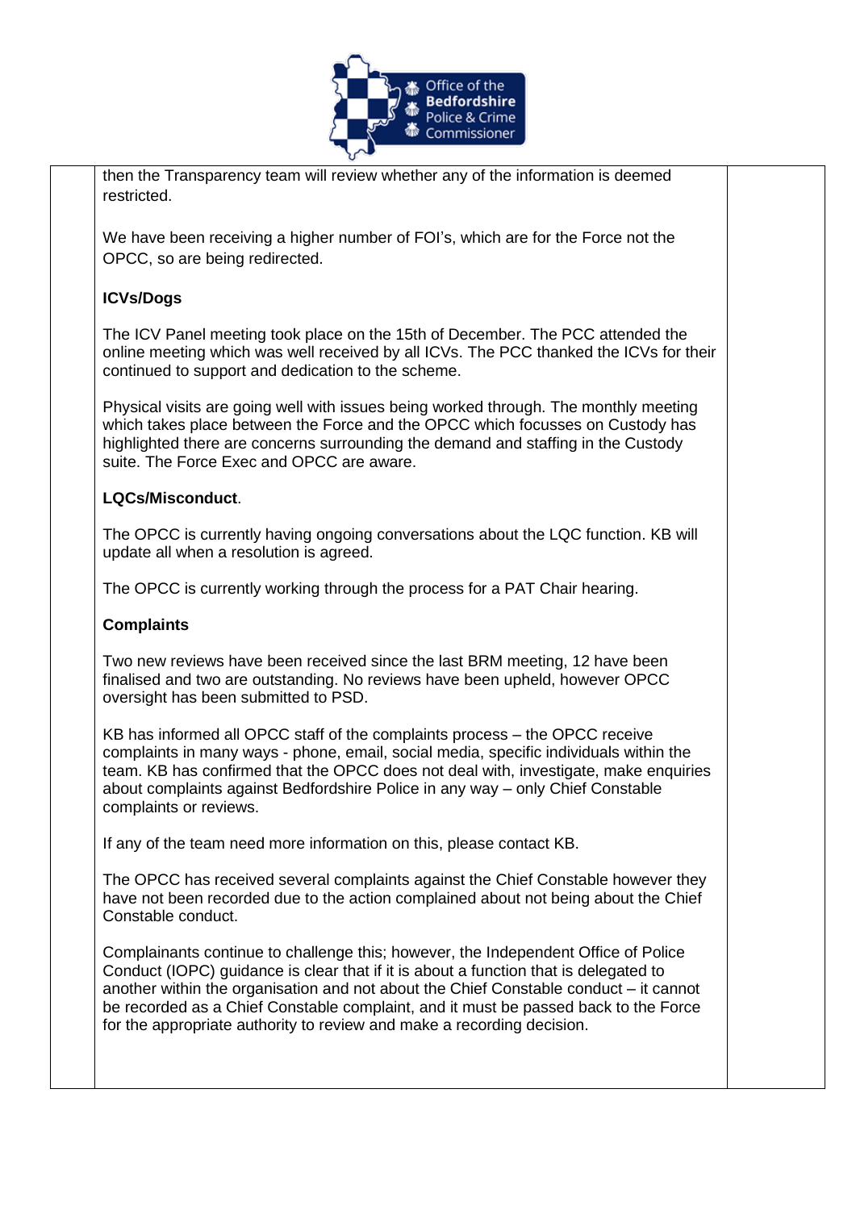then the Transparency team will review whether any of the information is deemed restricted.

We have been receiving a higher number of FOI's, which are for the Force not the OPCC, so are being redirected.

**ICVs/Dogs**

The ICV Panel meeting took place on the 15th of December. The PCC attended the online meeting which was well received by all ICVs. The PCC thanked the ICVs for their continued to support and dedication to the scheme.

Physical visits are going well with issues being worked through. The monthly meeting which takes place between the Force and the OPCC which focusses on Custody has highlighted there are concerns surrounding the demand and staffing in the Custody suite. The Force Exec and OPCC are aware.

**LQCs/Misconduct**.

The OPCC is currently having ongoing conversations about the LQC function. KB will update all when a resolution is agreed.

The OPCC is currently working through the process for a PAT Chair hearing.

**Complaints**

Two new reviews have been received since the last BRM meeting, 12 have been finalised and two are outstanding. No reviews have been upheld, however OPCC oversight has been submitted to PSD.

KB has informed all OPCC staff of the complaints process – the OPCC receive complaints in many ways - phone, email, social media, specific individuals within the team. KB has confirmed that the OPCC does not deal with, investigate, make enquiries about complaints against Bedfordshire Police in any way – only Chief Constable complaints or reviews.

If any of the team need more information on this, please contact KB.

The OPCC has received several complaints against the Chief Constable however they have not been recorded due to the action complained about not being about the Chief Constable conduct.

Complainants continue to challenge this; however, the Independent Office of Police Conduct (IOPC) guidance is clear that if it is about a function that is delegated to another within the organisation and not about the Chief Constable conduct – it cannot be recorded as a Chief Constable complaint, and it must be passed back to the Force for the appropriate authority to review and make a recording decision.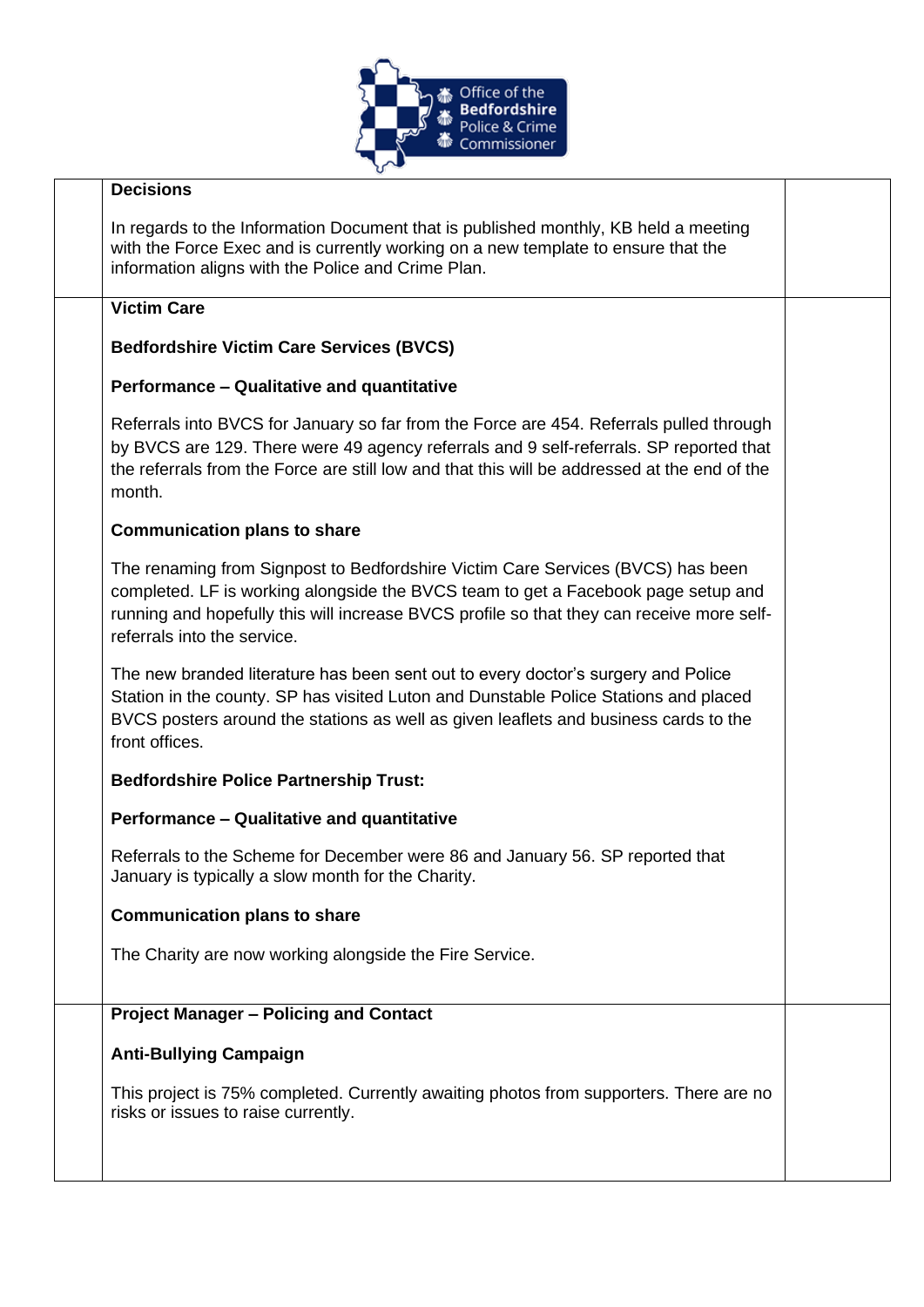| | | |
|---|---|---|
| | **Decisions**<br><br>In regards to the Information Document that is published monthly, KB held a meeting with the Force Exec and is currently working on a new template to ensure that the information aligns with the Police and Crime Plan. | |
| | **Victim Care**<br><br>**Bedfordshire Victim Care Services (BVCS)**<br><br>**Performance – Qualitative and quantitative**<br><br>Referrals into BVCS for January so far from the Force are 454. Referrals pulled through by BVCS are 129. There were 49 agency referrals and 9 self-referrals. SP reported that the referrals from the Force are still low and that this will be addressed at the end of the month.<br><br>**Communication plans to share**<br><br>The renaming from Signpost to Bedfordshire Victim Care Services (BVCS) has been completed. LF is working alongside the BVCS team to get a Facebook page setup and running and hopefully this will increase BVCS profile so that they can receive more self-referrals into the service.<br><br>The new branded literature has been sent out to every doctor's surgery and Police Station in the county. SP has visited Luton and Dunstable Police Stations and placed BVCS posters around the stations as well as given leaflets and business cards to the front offices.<br><br>**Bedfordshire Police Partnership Trust:**<br><br>**Performance – Qualitative and quantitative**<br><br>Referrals to the Scheme for December were 86 and January 56. SP reported that January is typically a slow month for the Charity.<br><br>**Communication plans to share**<br><br>The Charity are now working alongside the Fire Service. | |
| | **Project Manager – Policing and Contact**<br><br>**Anti-Bullying Campaign**<br><br>This project is 75% completed. Currently awaiting photos from supporters. There are no risks or issues to raise currently. | |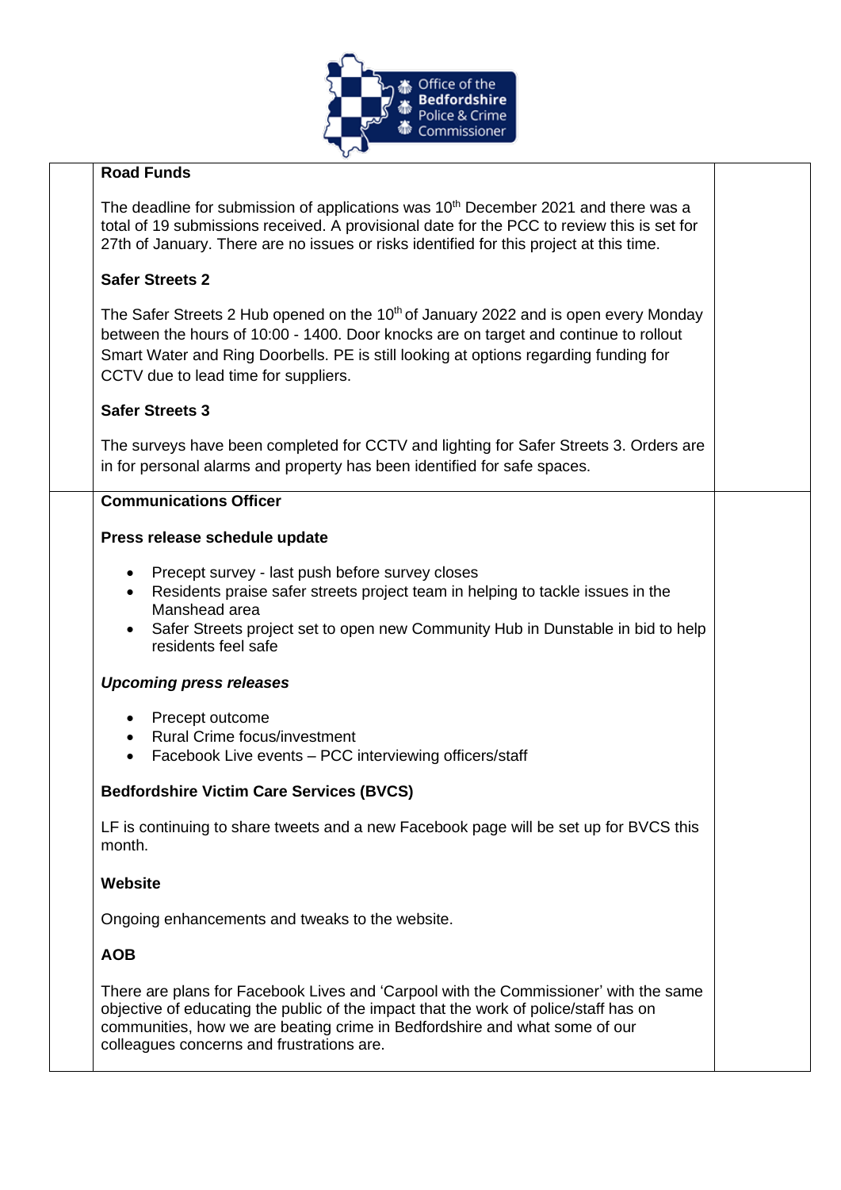**Road Funds**

The deadline for submission of applications was 10th December 2021 and there was a total of 19 submissions received. A provisional date for the PCC to review this is set for 27th of January. There are no issues or risks identified for this project at this time.

**Safer Streets 2**

The Safer Streets 2 Hub opened on the 10th of January 2022 and is open every Monday between the hours of 10:00 - 1400. Door knocks are on target and continue to rollout Smart Water and Ring Doorbells. PE is still looking at options regarding funding for CCTV due to lead time for suppliers.

**Safer Streets 3**

The surveys have been completed for CCTV and lighting for Safer Streets 3. Orders are in for personal alarms and property has been identified for safe spaces.

**Communications Officer**

**Press release schedule update**

- Precept survey - last push before survey closes
- Residents praise safer streets project team in helping to tackle issues in the Manshead area
- Safer Streets project set to open new Community Hub in Dunstable in bid to help residents feel safe

***Upcoming press releases***

- Precept outcome
- Rural Crime focus/investment
- Facebook Live events – PCC interviewing officers/staff

**Bedfordshire Victim Care Services (BVCS)**

LF is continuing to share tweets and a new Facebook page will be set up for BVCS this month.

**Website**

Ongoing enhancements and tweaks to the website.

**AOB**

There are plans for Facebook Lives and 'Carpool with the Commissioner' with the same objective of educating the public of the impact that the work of police/staff has on communities, how we are beating crime in Bedfordshire and what some of our colleagues concerns and frustrations are.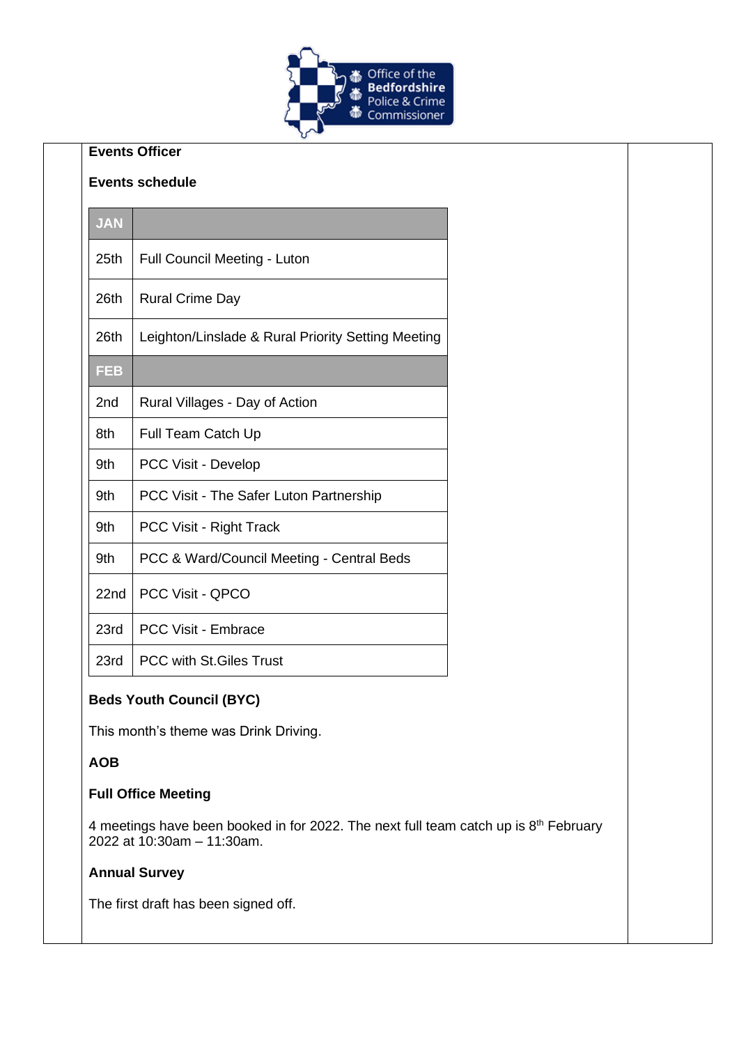**Events Officer**

**Events schedule**

| JAN | |
|---|---|
| 25th | Full Council Meeting - Luton |
| 26th | Rural Crime Day |
| 26th | Leighton/Linslade & Rural Priority Setting Meeting |
| **FEB** | |
| 2nd | Rural Villages - Day of Action |
| 8th | Full Team Catch Up |
| 9th | PCC Visit - Develop |
| 9th | PCC Visit - The Safer Luton Partnership |
| 9th | PCC Visit - Right Track |
| 9th | PCC & Ward/Council Meeting - Central Beds |
| 22nd | PCC Visit - QPCO |
| 23rd | PCC Visit - Embrace |
| 23rd | PCC with St.Giles Trust |

**Beds Youth Council (BYC)**

This month's theme was Drink Driving.

**AOB**

**Full Office Meeting**

4 meetings have been booked in for 2022. The next full team catch up is 8th February 2022 at 10:30am – 11:30am.

**Annual Survey**

The first draft has been signed off.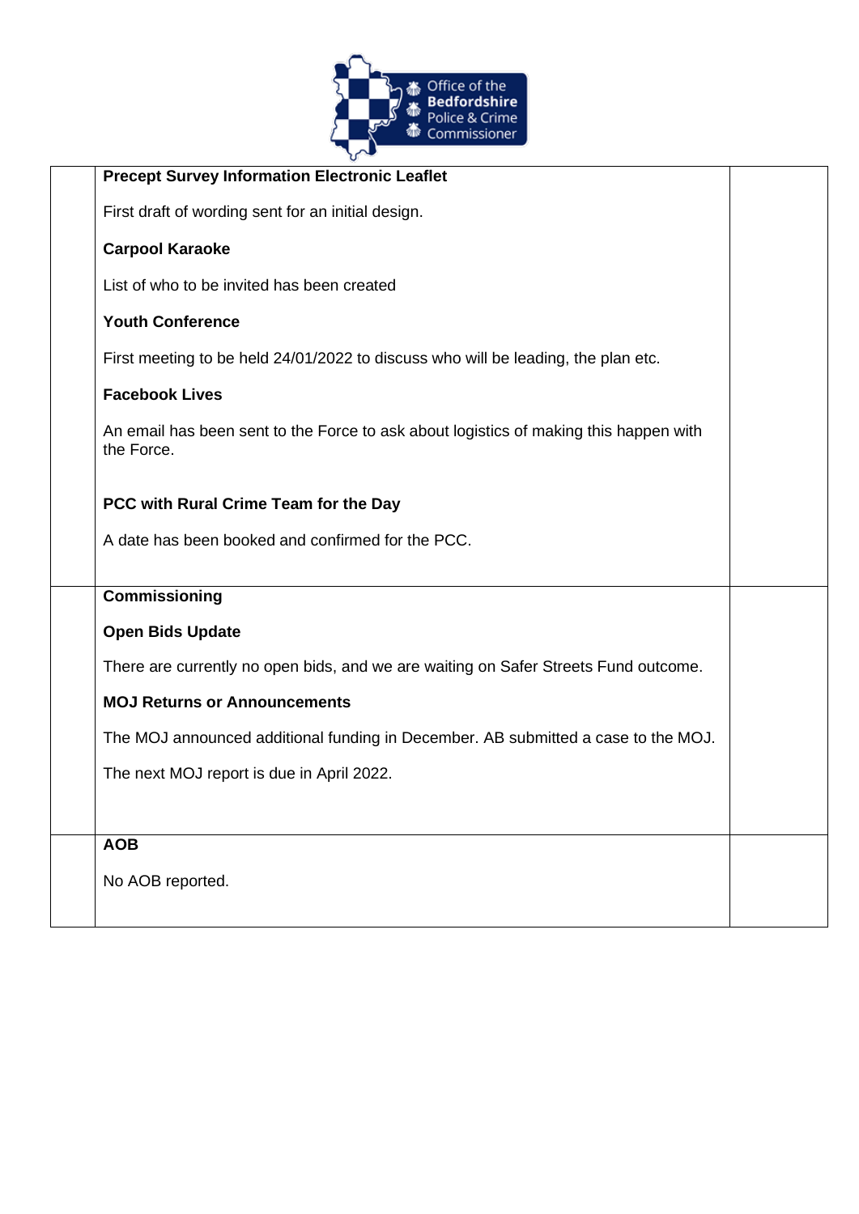| | | |
|---|---|---|
| | **Precept Survey Information Electronic Leaflet**<br><br>First draft of wording sent for an initial design.<br><br>**Carpool Karaoke**<br><br>List of who to be invited has been created<br><br>**Youth Conference**<br><br>First meeting to be held 24/01/2022 to discuss who will be leading, the plan etc.<br><br>**Facebook Lives**<br><br>An email has been sent to the Force to ask about logistics of making this happen with the Force.<br><br>**PCC with Rural Crime Team for the Day**<br><br>A date has been booked and confirmed for the PCC. | |
| | **Commissioning**<br><br>**Open Bids Update**<br><br>There are currently no open bids, and we are waiting on Safer Streets Fund outcome.<br><br>**MOJ Returns or Announcements**<br><br>The MOJ announced additional funding in December. AB submitted a case to the MOJ.<br><br>The next MOJ report is due in April 2022. | |
| | **AOB**<br><br>No AOB reported. | |